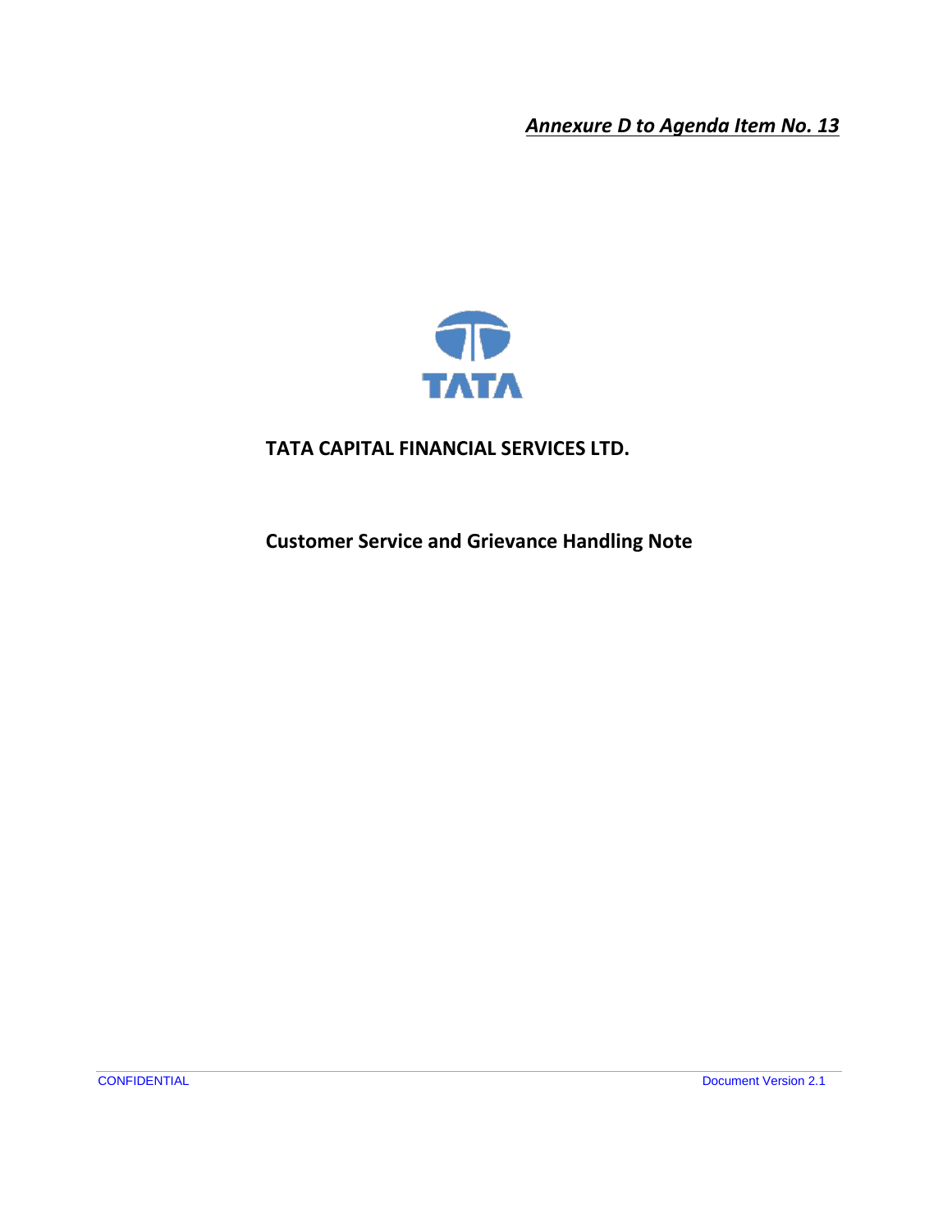***Annexure D to Agenda Item No. 13***

TATA

# TATA CAPITAL FINANCIAL SERVICES LTD.

## Customer Service and Grievance Handling Note

CONFIDENTIAL

Document Version 2.1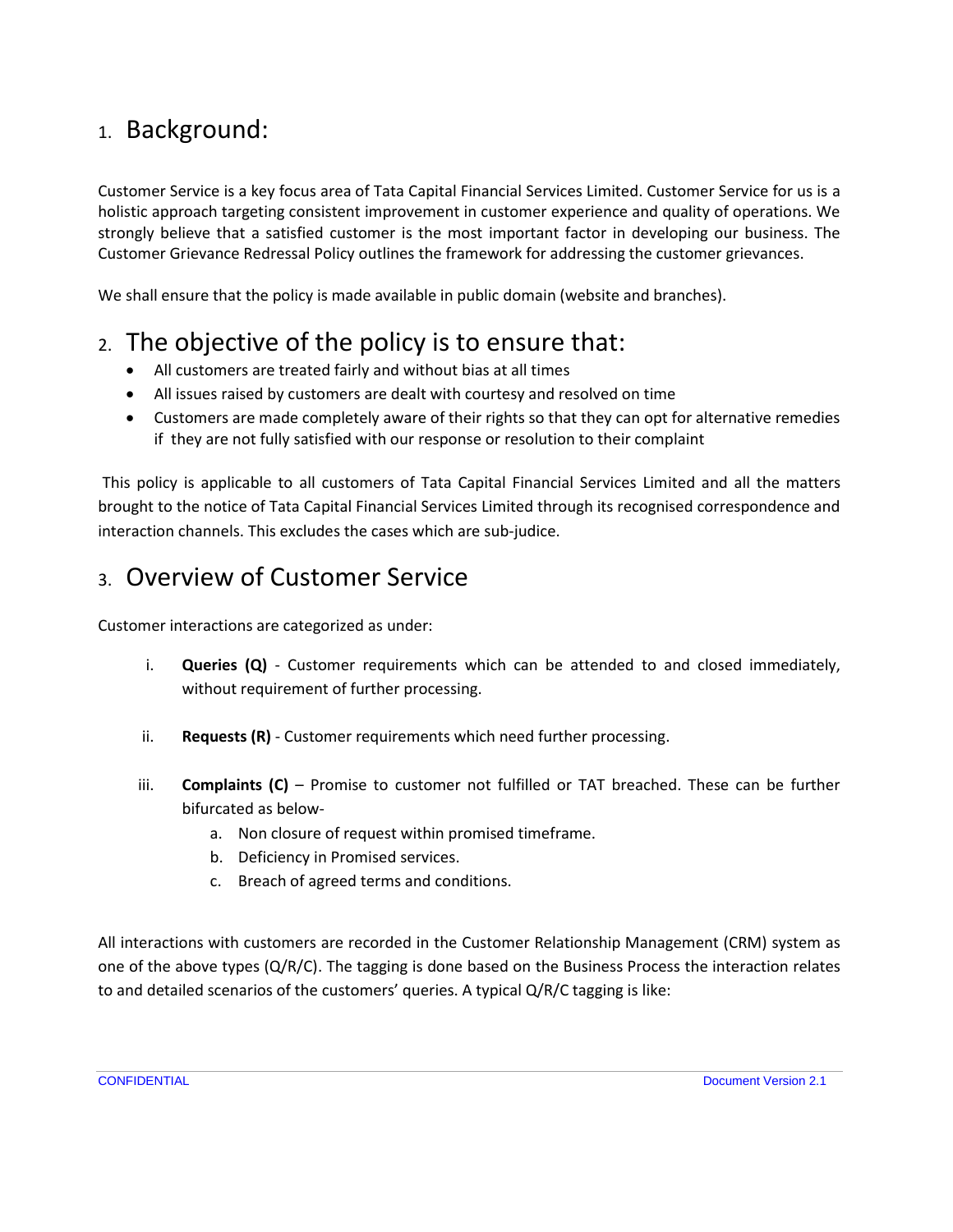## 1. Background:

Customer Service is a key focus area of Tata Capital Financial Services Limited. Customer Service for us is a holistic approach targeting consistent improvement in customer experience and quality of operations. We strongly believe that a satisfied customer is the most important factor in developing our business. The Customer Grievance Redressal Policy outlines the framework for addressing the customer grievances.

We shall ensure that the policy is made available in public domain (website and branches).

## 2. The objective of the policy is to ensure that:

- All customers are treated fairly and without bias at all times
- All issues raised by customers are dealt with courtesy and resolved on time
- Customers are made completely aware of their rights so that they can opt for alternative remedies if they are not fully satisfied with our response or resolution to their complaint

This policy is applicable to all customers of Tata Capital Financial Services Limited and all the matters brought to the notice of Tata Capital Financial Services Limited through its recognised correspondence and interaction channels. This excludes the cases which are sub-judice.

## 3. Overview of Customer Service

Customer interactions are categorized as under:

i. **Queries (Q)** - Customer requirements which can be attended to and closed immediately, without requirement of further processing.

ii. **Requests (R)** - Customer requirements which need further processing.

iii. **Complaints (C)** – Promise to customer not fulfilled or TAT breached. These can be further bifurcated as below-
   a. Non closure of request within promised timeframe.
   b. Deficiency in Promised services.
   c. Breach of agreed terms and conditions.

All interactions with customers are recorded in the Customer Relationship Management (CRM) system as one of the above types (Q/R/C). The tagging is done based on the Business Process the interaction relates to and detailed scenarios of the customers' queries. A typical Q/R/C tagging is like: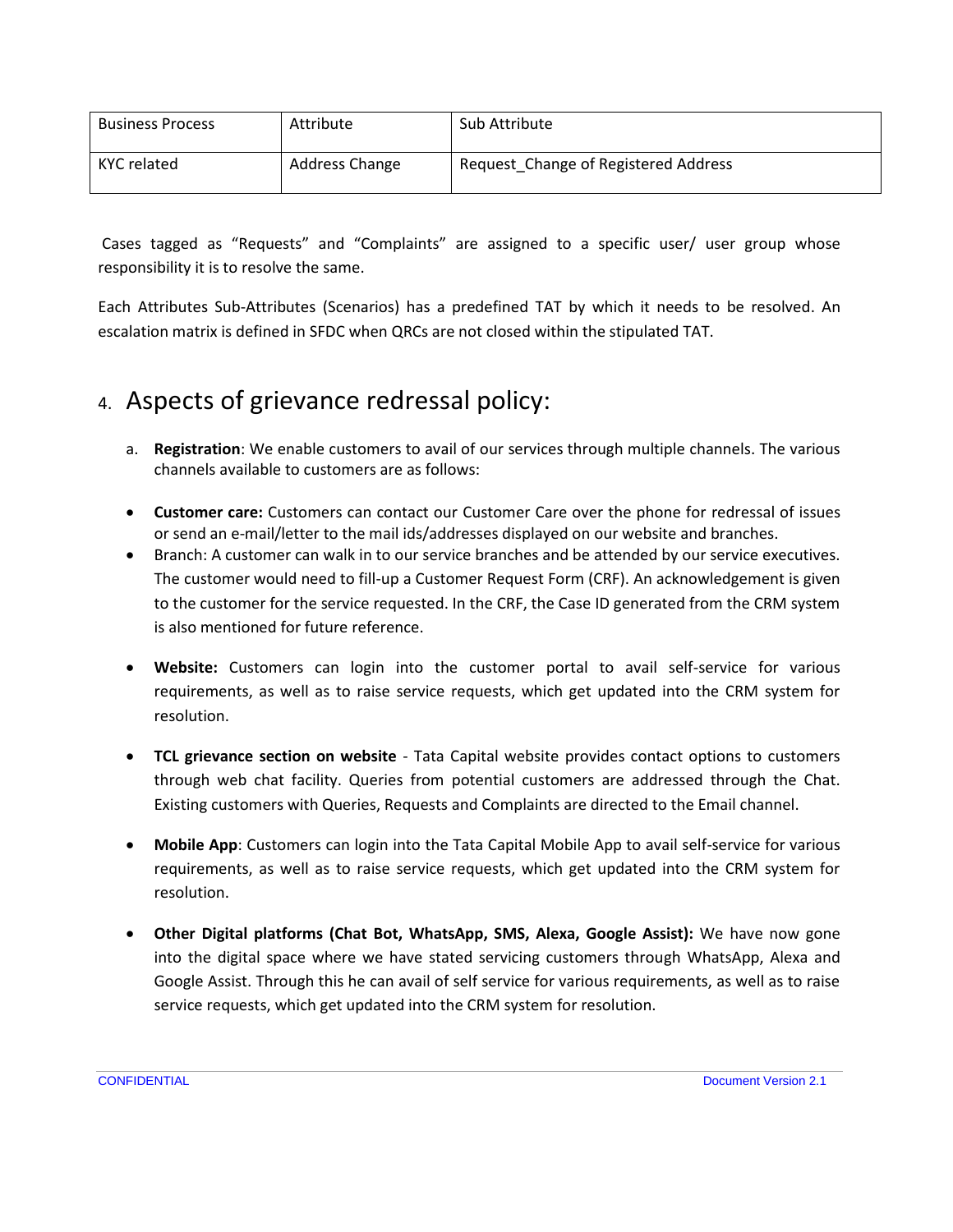| Business Process | Attribute | Sub Attribute |
|---|---|---|
| KYC related | Address Change | Request_Change of Registered Address |

Cases tagged as "Requests" and "Complaints" are assigned to a specific user/ user group whose responsibility it is to resolve the same.

Each Attributes Sub-Attributes (Scenarios) has a predefined TAT by which it needs to be resolved. An escalation matrix is defined in SFDC when QRCs are not closed within the stipulated TAT.

# 4. Aspects of grievance redressal policy:

a. **Registration**: We enable customers to avail of our services through multiple channels. The various channels available to customers are as follows:

- **Customer care:** Customers can contact our Customer Care over the phone for redressal of issues or send an e-mail/letter to the mail ids/addresses displayed on our website and branches.
- Branch: A customer can walk in to our service branches and be attended by our service executives. The customer would need to fill-up a Customer Request Form (CRF). An acknowledgement is given to the customer for the service requested. In the CRF, the Case ID generated from the CRM system is also mentioned for future reference.
- **Website:** Customers can login into the customer portal to avail self-service for various requirements, as well as to raise service requests, which get updated into the CRM system for resolution.
- **TCL grievance section on website** - Tata Capital website provides contact options to customers through web chat facility. Queries from potential customers are addressed through the Chat. Existing customers with Queries, Requests and Complaints are directed to the Email channel.
- **Mobile App**: Customers can login into the Tata Capital Mobile App to avail self-service for various requirements, as well as to raise service requests, which get updated into the CRM system for resolution.
- **Other Digital platforms (Chat Bot, WhatsApp, SMS, Alexa, Google Assist):** We have now gone into the digital space where we have stated servicing customers through WhatsApp, Alexa and Google Assist. Through this he can avail of self service for various requirements, as well as to raise service requests, which get updated into the CRM system for resolution.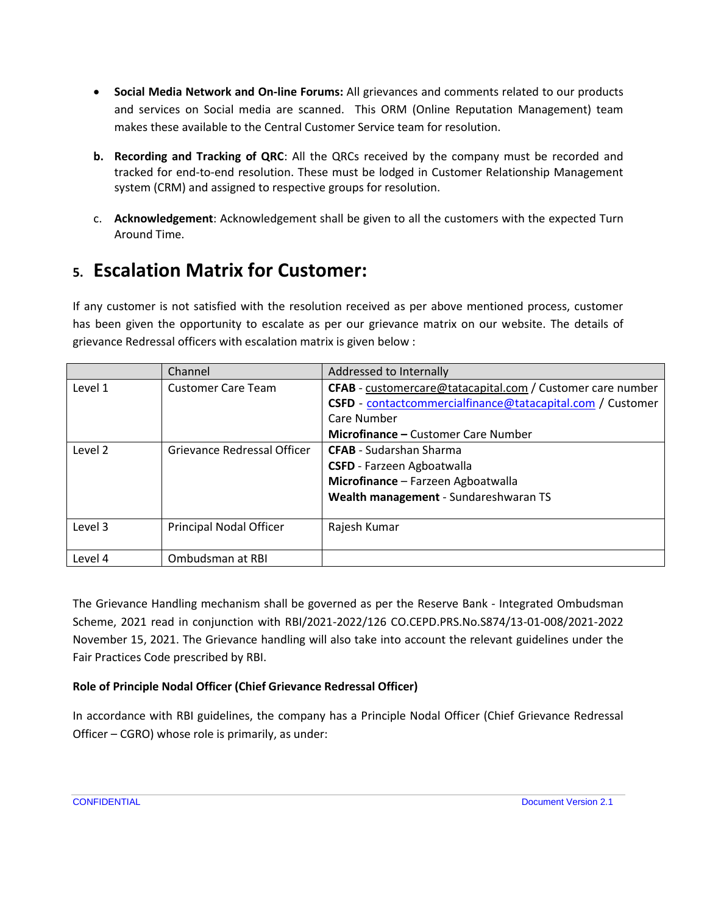- **Social Media Network and On-line Forums:** All grievances and comments related to our products and services on Social media are scanned. This ORM (Online Reputation Management) team makes these available to the Central Customer Service team for resolution.

b. **Recording and Tracking of QRC**: All the QRCs received by the company must be recorded and tracked for end-to-end resolution. These must be lodged in Customer Relationship Management system (CRM) and assigned to respective groups for resolution.

c. **Acknowledgement**: Acknowledgement shall be given to all the customers with the expected Turn Around Time.

## 5. Escalation Matrix for Customer:

If any customer is not satisfied with the resolution received as per above mentioned process, customer has been given the opportunity to escalate as per our grievance matrix on our website. The details of grievance Redressal officers with escalation matrix is given below :

| | Channel | Addressed to Internally |
|---|---|---|
| Level 1 | Customer Care Team | **CFAB** - customercare@tatacapital.com / Customer care number<br>**CSFD** - contactcommercialfinance@tatacapital.com / Customer Care Number<br>**Microfinance –** Customer Care Number |
| Level 2 | Grievance Redressal Officer | **CFAB** - Sudarshan Sharma<br>**CSFD** - Farzeen Agboatwalla<br>**Microfinance** – Farzeen Agboatwalla<br>**Wealth management** - Sundareshwaran TS |
| Level 3 | Principal Nodal Officer | Rajesh Kumar |
| Level 4 | Ombudsman at RBI | |

The Grievance Handling mechanism shall be governed as per the Reserve Bank - Integrated Ombudsman Scheme, 2021 read in conjunction with RBI/2021-2022/126 CO.CEPD.PRS.No.S874/13-01-008/2021-2022 November 15, 2021. The Grievance handling will also take into account the relevant guidelines under the Fair Practices Code prescribed by RBI.

**Role of Principle Nodal Officer (Chief Grievance Redressal Officer)**

In accordance with RBI guidelines, the company has a Principle Nodal Officer (Chief Grievance Redressal Officer – CGRO) whose role is primarily, as under: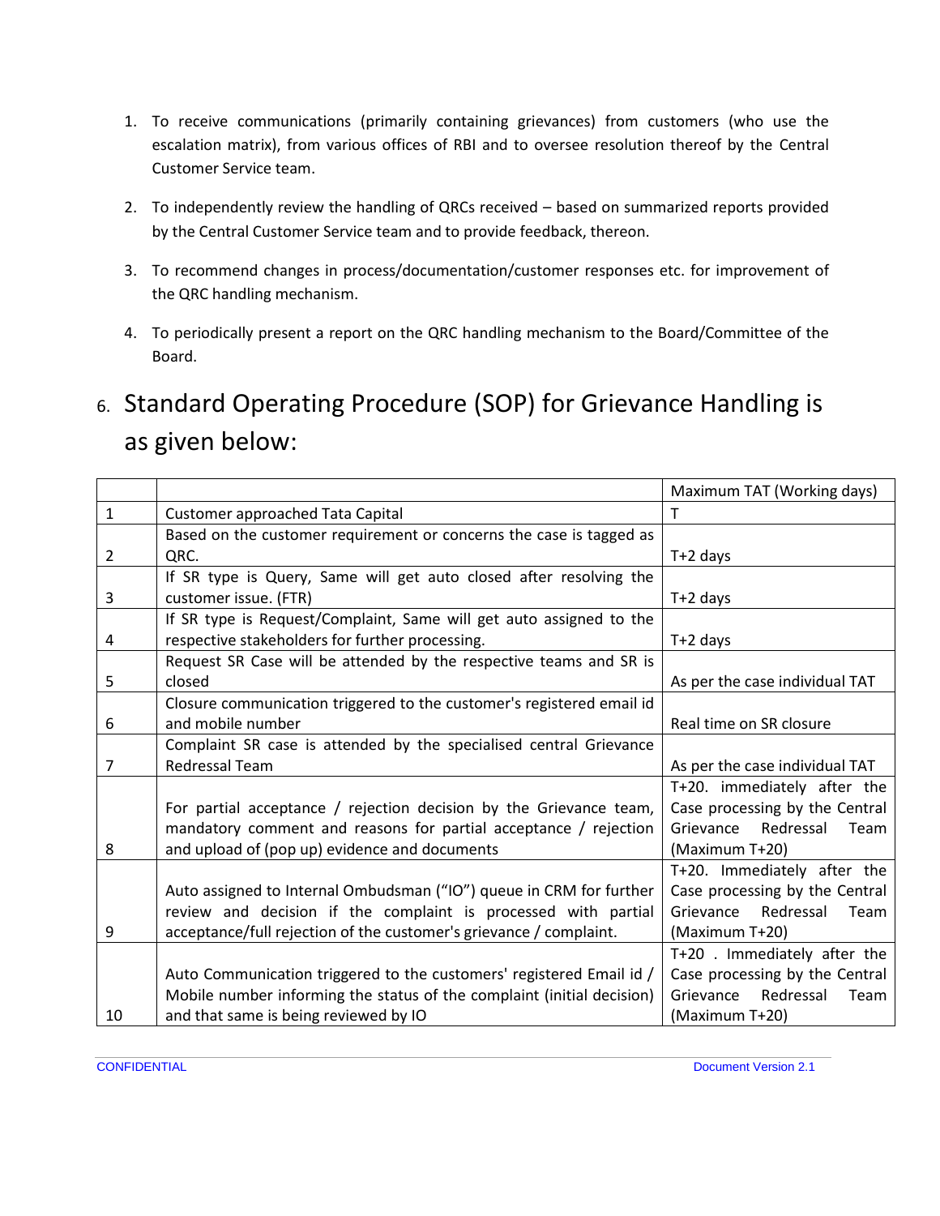1. To receive communications (primarily containing grievances) from customers (who use the escalation matrix), from various offices of RBI and to oversee resolution thereof by the Central Customer Service team.

2. To independently review the handling of QRCs received – based on summarized reports provided by the Central Customer Service team and to provide feedback, thereon.

3. To recommend changes in process/documentation/customer responses etc. for improvement of the QRC handling mechanism.

4. To periodically present a report on the QRC handling mechanism to the Board/Committee of the Board.

# 6. Standard Operating Procedure (SOP) for Grievance Handling is as given below:

| | | Maximum TAT (Working days) |
|---|---|---|
| 1 | Customer approached Tata Capital | T |
| 2 | Based on the customer requirement or concerns the case is tagged as QRC. | T+2 days |
| 3 | If SR type is Query, Same will get auto closed after resolving the customer issue. (FTR) | T+2 days |
| 4 | If SR type is Request/Complaint, Same will get auto assigned to the respective stakeholders for further processing. | T+2 days |
| 5 | Request SR Case will be attended by the respective teams and SR is closed | As per the case individual TAT |
| 6 | Closure communication triggered to the customer's registered email id and mobile number | Real time on SR closure |
| 7 | Complaint SR case is attended by the specialised central Grievance Redressal Team | As per the case individual TAT |
| 8 | For partial acceptance / rejection decision by the Grievance team, mandatory comment and reasons for partial acceptance / rejection and upload of (pop up) evidence and documents | T+20. immediately after the Case processing by the Central Grievance Redressal Team (Maximum T+20) |
| 9 | Auto assigned to Internal Ombudsman ("IO") queue in CRM for further review and decision if the complaint is processed with partial acceptance/full rejection of the customer's grievance / complaint. | T+20. Immediately after the Case processing by the Central Grievance Redressal Team (Maximum T+20) |
| 10 | Auto Communication triggered to the customers' registered Email id / Mobile number informing the status of the complaint (initial decision) and that same is being reviewed by IO | T+20 . Immediately after the Case processing by the Central Grievance Redressal Team (Maximum T+20) |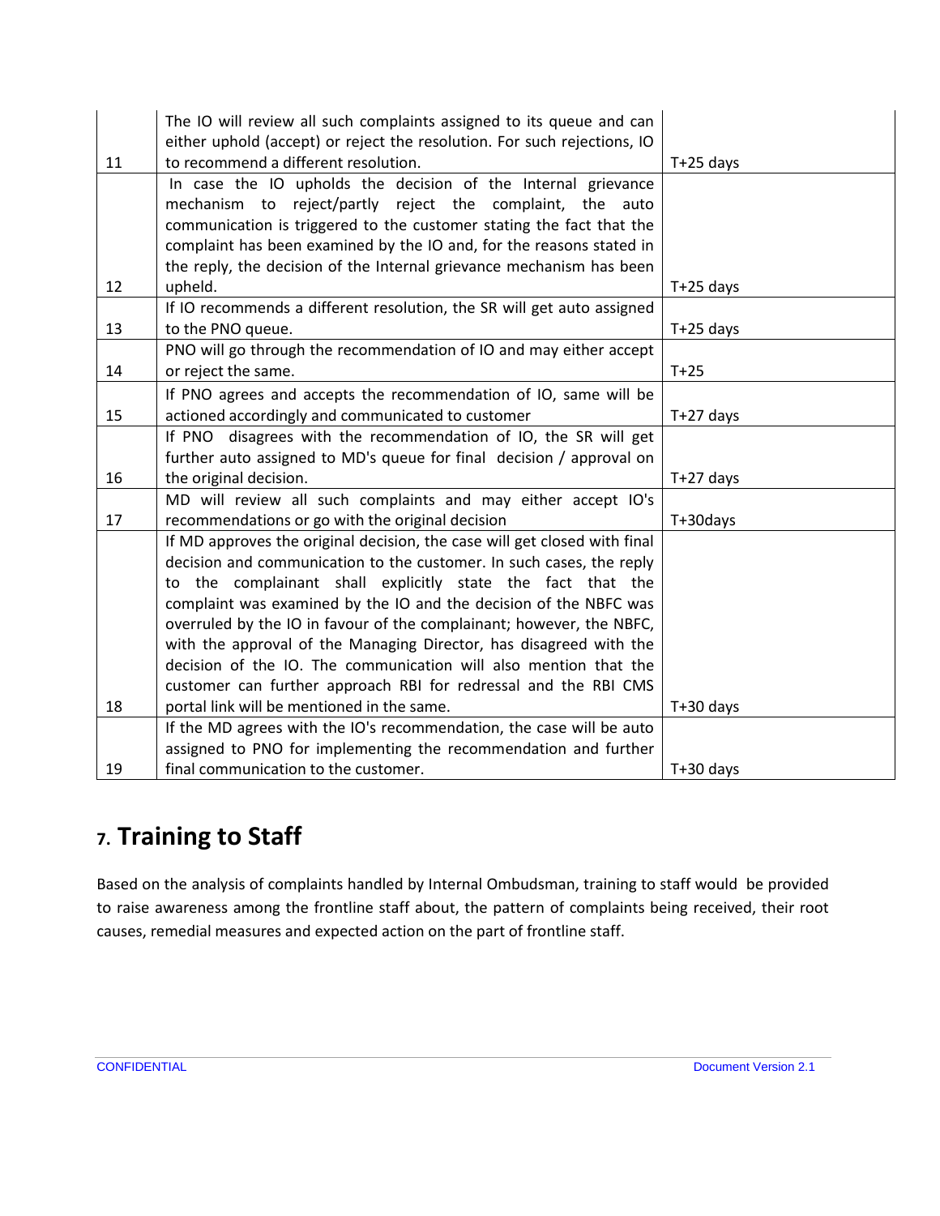| | | |
|---|---|---|
| 11 | The IO will review all such complaints assigned to its queue and can either uphold (accept) or reject the resolution. For such rejections, IO to recommend a different resolution. | T+25 days |
| 12 | In case the IO upholds the decision of the Internal grievance mechanism to reject/partly reject the complaint, the auto communication is triggered to the customer stating the fact that the complaint has been examined by the IO and, for the reasons stated in the reply, the decision of the Internal grievance mechanism has been upheld. | T+25 days |
| 13 | If IO recommends a different resolution, the SR will get auto assigned to the PNO queue. | T+25 days |
| 14 | PNO will go through the recommendation of IO and may either accept or reject the same. | T+25 |
| 15 | If PNO agrees and accepts the recommendation of IO, same will be actioned accordingly and communicated to customer | T+27 days |
| 16 | If PNO disagrees with the recommendation of IO, the SR will get further auto assigned to MD's queue for final decision / approval on the original decision. | T+27 days |
| 17 | MD will review all such complaints and may either accept IO's recommendations or go with the original decision | T+30days |
| 18 | If MD approves the original decision, the case will get closed with final decision and communication to the customer. In such cases, the reply to the complainant shall explicitly state the fact that the complaint was examined by the IO and the decision of the NBFC was overruled by the IO in favour of the complainant; however, the NBFC, with the approval of the Managing Director, has disagreed with the decision of the IO. The communication will also mention that the customer can further approach RBI for redressal and the RBI CMS portal link will be mentioned in the same. | T+30 days |
| 19 | If the MD agrees with the IO's recommendation, the case will be auto assigned to PNO for implementing the recommendation and further final communication to the customer. | T+30 days |

# 7. Training to Staff

Based on the analysis of complaints handled by Internal Ombudsman, training to staff would be provided to raise awareness among the frontline staff about, the pattern of complaints being received, their root causes, remedial measures and expected action on the part of frontline staff.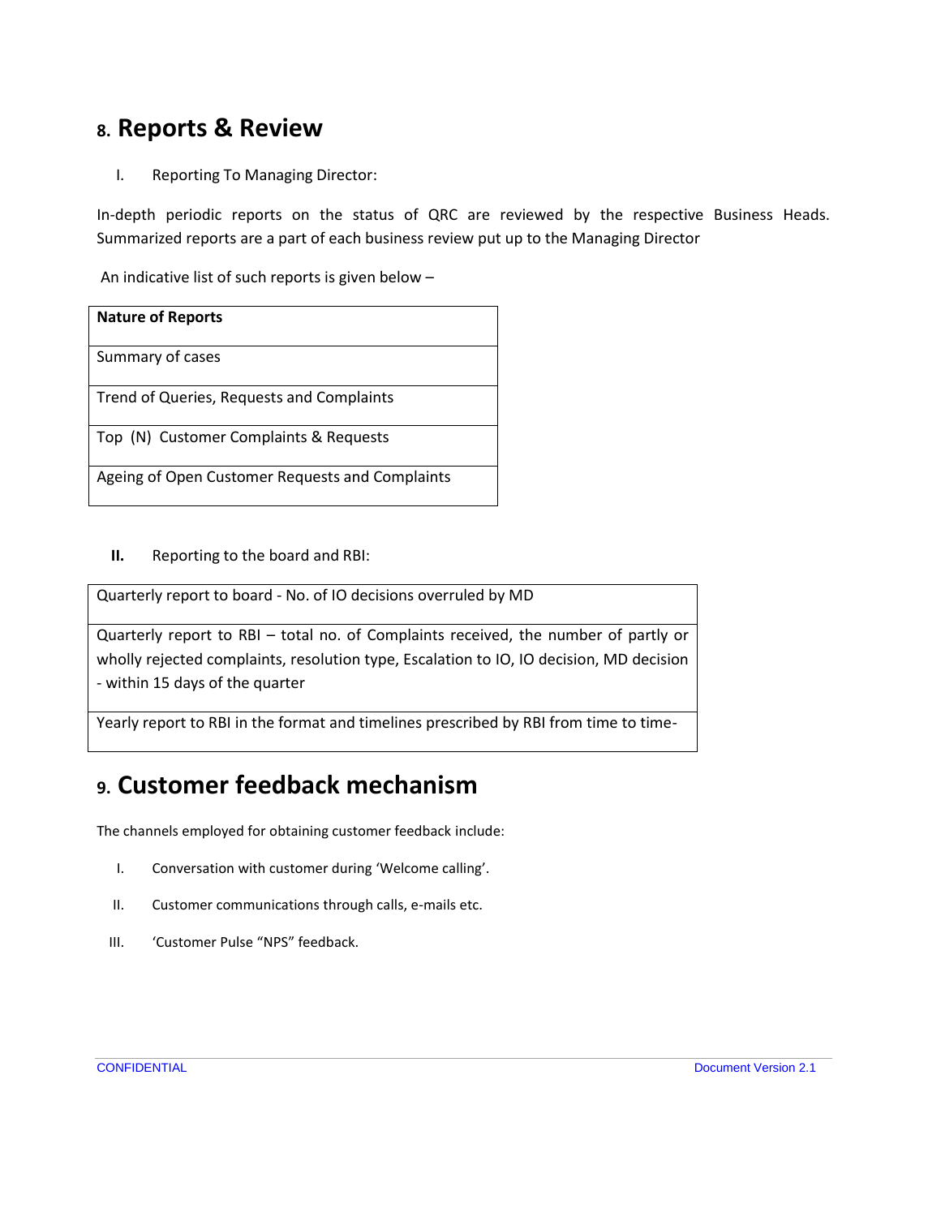## 8. Reports & Review

I. Reporting To Managing Director:

In-depth periodic reports on the status of QRC are reviewed by the respective Business Heads. Summarized reports are a part of each business review put up to the Managing Director

An indicative list of such reports is given below –

| Nature of Reports |
|---|
| Summary of cases |
| Trend of Queries, Requests and Complaints |
| Top (N) Customer Complaints & Requests |
| Ageing of Open Customer Requests and Complaints |

**II.** Reporting to the board and RBI:

| |
|---|
| Quarterly report to board - No. of IO decisions overruled by MD |
| Quarterly report to RBI – total no. of Complaints received, the number of partly or wholly rejected complaints, resolution type, Escalation to IO, IO decision, MD decision - within 15 days of the quarter |
| Yearly report to RBI in the format and timelines prescribed by RBI from time to time- |

## 9. Customer feedback mechanism

The channels employed for obtaining customer feedback include:

I. Conversation with customer during 'Welcome calling'.

II. Customer communications through calls, e-mails etc.

III. 'Customer Pulse "NPS" feedback.